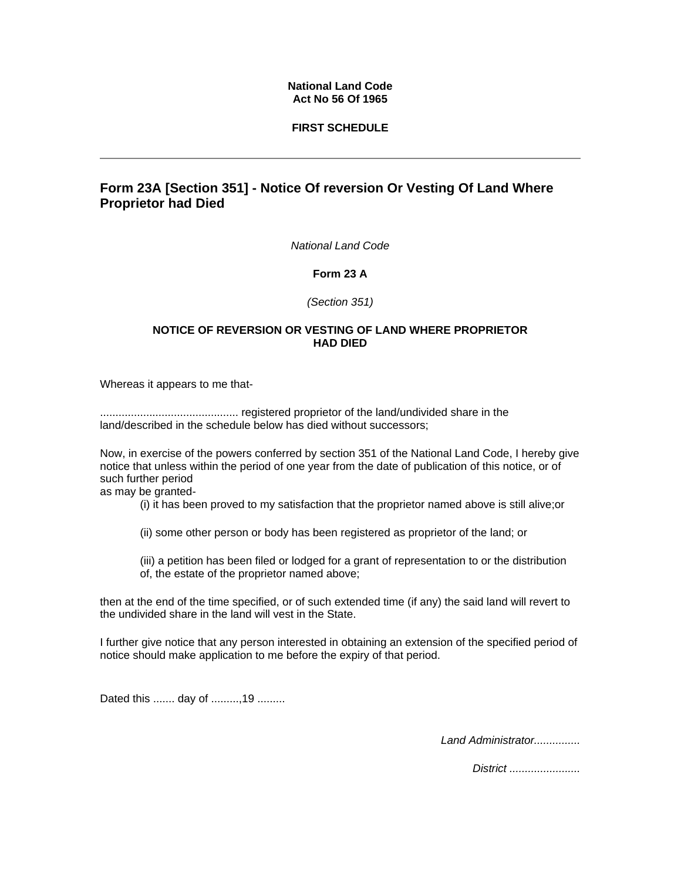**National Land Code**
**Act No 56 Of 1965**

**FIRST SCHEDULE**

---

## Form 23A [Section 351] - Notice Of reversion Or Vesting Of Land Where Proprietor had Died

*National Land Code*

**Form 23 A**

*(Section 351)*

**NOTICE OF REVERSION OR VESTING OF LAND WHERE PROPRIETOR HAD DIED**

Whereas it appears to me that-

............................................ registered proprietor of the land/undivided share in the land/described in the schedule below has died without successors;

Now, in exercise of the powers conferred by section 351 of the National Land Code, I hereby give notice that unless within the period of one year from the date of publication of this notice, or of such further period
as may be granted-

(i) it has been proved to my satisfaction that the proprietor named above is still alive;or

(ii) some other person or body has been registered as proprietor of the land; or

(iii) a petition has been filed or lodged for a grant of representation to or the distribution of, the estate of the proprietor named above;

then at the end of the time specified, or of such extended time (if any) the said land will revert to the undivided share in the land will vest in the State.

I further give notice that any person interested in obtaining an extension of the specified period of notice should make application to me before the expiry of that period.

Dated this ....... day of .........,19 .........

*Land Administrator...............*

*District .......................*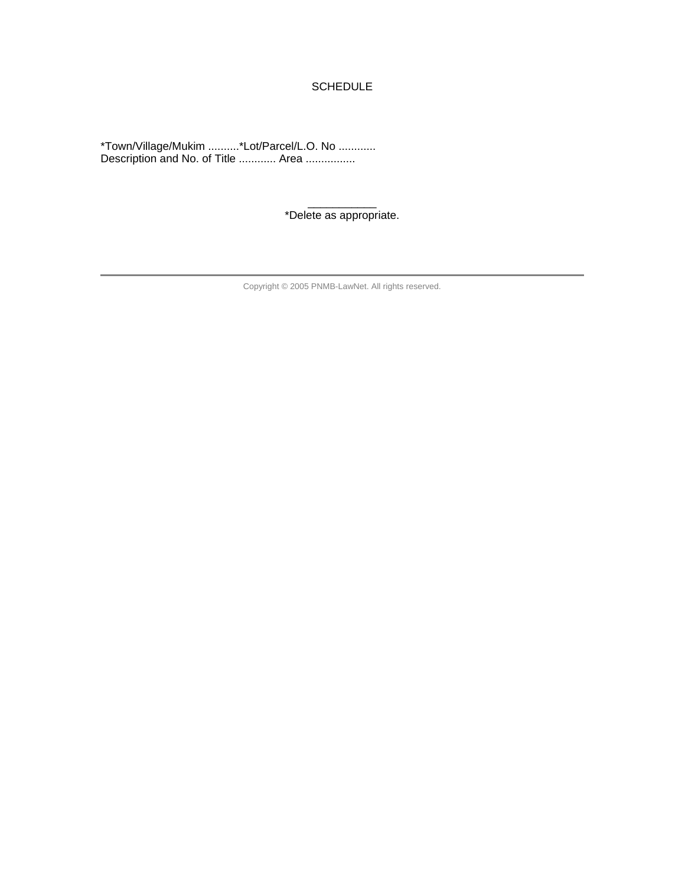SCHEDULE

*Town/Village/Mukim ..........*Lot/Parcel/L.O. No ............
Description and No. of Title ............ Area ................

___________

*Delete as appropriate.

Copyright © 2005 PNMB-LawNet. All rights reserved.